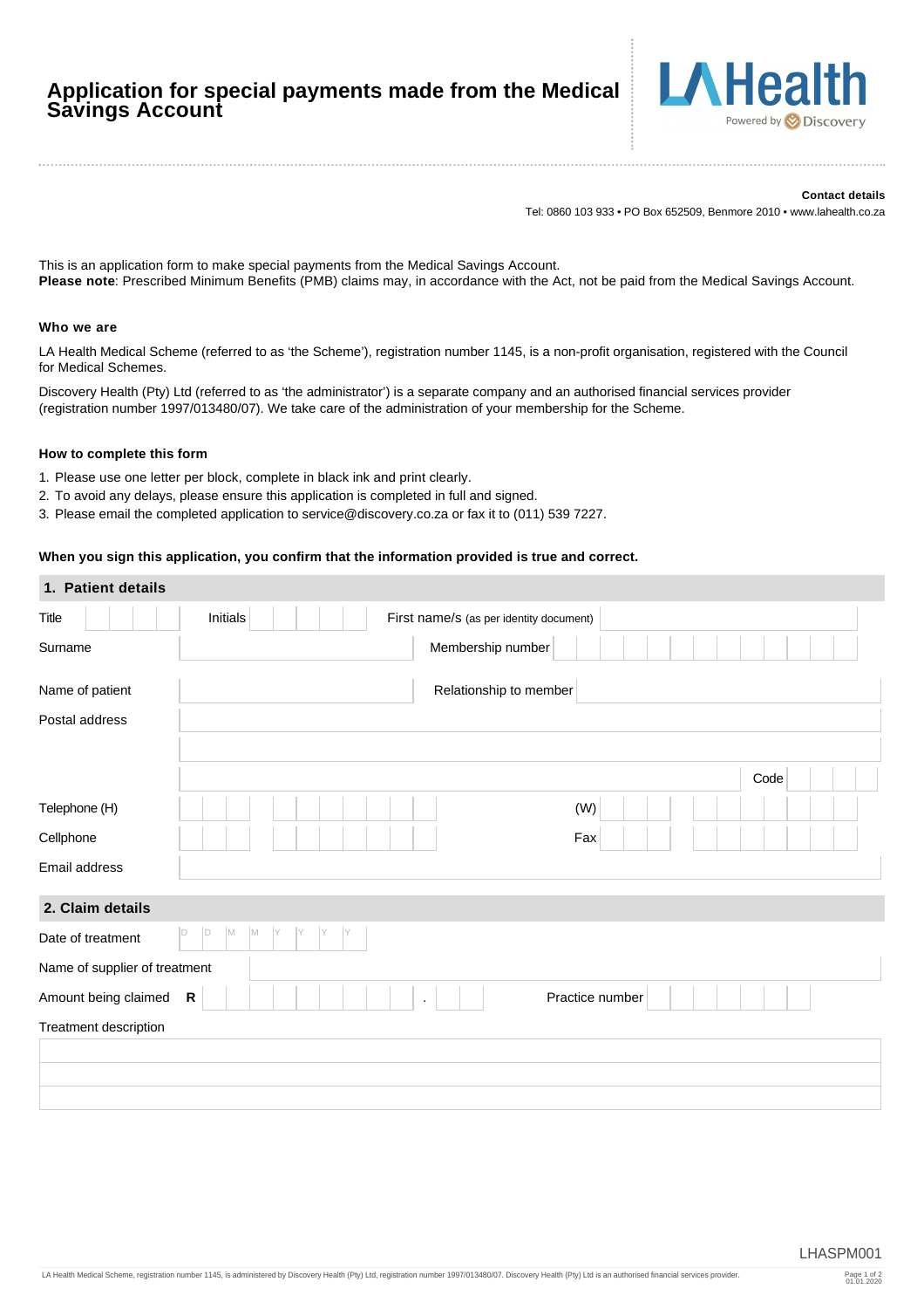# Application for special payments made from the Medical Savings Account

LA Health Powered by Discovery

**Contact details**

Tel: 0860 103 933 • PO Box 652509, Benmore 2010 • www.lahealth.co.za

This is an application form to make special payments from the Medical Savings Account.
**Please note**: Prescribed Minimum Benefits (PMB) claims may, in accordance with the Act, not be paid from the Medical Savings Account.

### Who we are

LA Health Medical Scheme (referred to as 'the Scheme'), registration number 1145, is a non-profit organisation, registered with the Council for Medical Schemes.

Discovery Health (Pty) Ltd (referred to as 'the administrator') is a separate company and an authorised financial services provider (registration number 1997/013480/07). We take care of the administration of your membership for the Scheme.

### How to complete this form

1. Please use one letter per block, complete in black ink and print clearly.
2. To avoid any delays, please ensure this application is completed in full and signed.
3. Please email the completed application to service@discovery.co.za or fax it to (011) 539 7227.

**When you sign this application, you confirm that the information provided is true and correct.**

## 1. Patient details

| | | | | | |
|---|---|---|---|---|---|
| Title | | Initials | | First name/s (as per identity document) | |
| Surname | | | | Membership number | |
| Name of patient | | | | Relationship to member | |
| Postal address | | | | | |
| | | | | | |
| | | | | Code | |
| Telephone (H) | | | | (W) | |
| Cellphone | | | | Fax | |
| Email address | | | | | |

## 2. Claim details

| | | | |
|---|---|---|---|
| Date of treatment | D D M M Y Y Y Y | | |
| Name of supplier of treatment | | | |
| Amount being claimed | R . | Practice number | |

Treatment description

| |
|---|
| |
| |
| |

LHASPM001

LA Health Medical Scheme, registration number 1145, is administered by Discovery Health (Pty) Ltd, registration number 1997/013480/07. Discovery Health (Pty) Ltd is an authorised financial services provider.

01.01.2020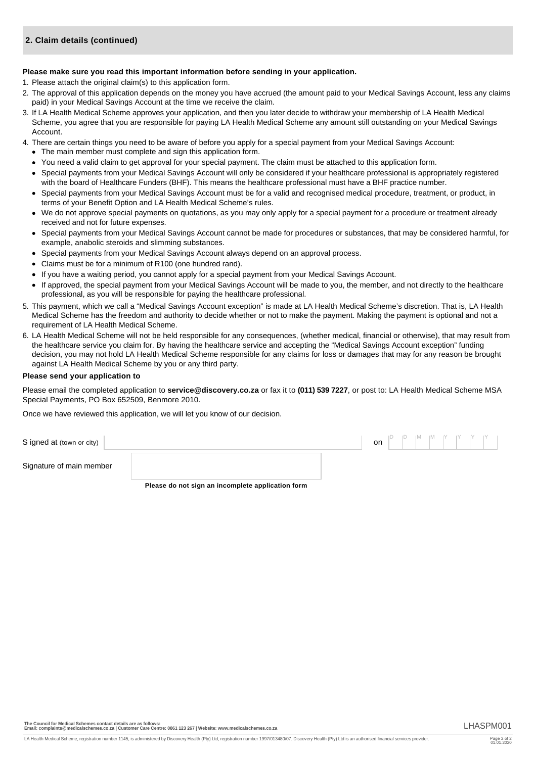## 2. Claim details (continued)

**Please make sure you read this important information before sending in your application.**

1. Please attach the original claim(s) to this application form.
2. The approval of this application depends on the money you have accrued (the amount paid to your Medical Savings Account, less any claims paid) in your Medical Savings Account at the time we receive the claim.
3. If LA Health Medical Scheme approves your application, and then you later decide to withdraw your membership of LA Health Medical Scheme, you agree that you are responsible for paying LA Health Medical Scheme any amount still outstanding on your Medical Savings Account.
4. There are certain things you need to be aware of before you apply for a special payment from your Medical Savings Account:
   - The main member must complete and sign this application form.
   - You need a valid claim to get approval for your special payment. The claim must be attached to this application form.
   - Special payments from your Medical Savings Account will only be considered if your healthcare professional is appropriately registered with the board of Healthcare Funders (BHF). This means the healthcare professional must have a BHF practice number.
   - Special payments from your Medical Savings Account must be for a valid and recognised medical procedure, treatment, or product, in terms of your Benefit Option and LA Health Medical Scheme's rules.
   - We do not approve special payments on quotations, as you may only apply for a special payment for a procedure or treatment already received and not for future expenses.
   - Special payments from your Medical Savings Account cannot be made for procedures or substances, that may be considered harmful, for example, anabolic steroids and slimming substances.
   - Special payments from your Medical Savings Account always depend on an approval process.
   - Claims must be for a minimum of R100 (one hundred rand).
   - If you have a waiting period, you cannot apply for a special payment from your Medical Savings Account.
   - If approved, the special payment from your Medical Savings Account will be made to you, the member, and not directly to the healthcare professional, as you will be responsible for paying the healthcare professional.
5. This payment, which we call a "Medical Savings Account exception" is made at LA Health Medical Scheme's discretion. That is, LA Health Medical Scheme has the freedom and authority to decide whether or not to make the payment. Making the payment is optional and not a requirement of LA Health Medical Scheme.
6. LA Health Medical Scheme will not be held responsible for any consequences, (whether medical, financial or otherwise), that may result from the healthcare service you claim for. By having the healthcare service and accepting the "Medical Savings Account exception" funding decision, you may not hold LA Health Medical Scheme responsible for any claims for loss or damages that may for any reason be brought against LA Health Medical Scheme by you or any third party.

**Please send your application to**

Please email the completed application to **service@discovery.co.za** or fax it to **(011) 539 7227**, or post to: LA Health Medical Scheme MSA Special Payments, PO Box 652509, Benmore 2010.

Once we have reviewed this application, we will let you know of our decision.

Signed at (town or city) ______________________ on D D M M Y Y Y Y

Signature of main member ______________________

**Please do not sign an incomplete application form**

The Council for Medical Schemes contact details are as follows:
Email: complaints@medicalschemes.co.za | Customer Care Centre: 0861 123 267 | Website: www.medicalschemes.co.za

LHASPM001

LA Health Medical Scheme, registration number 1145, is administered by Discovery Health (Pty) Ltd, registration number 1997/013480/07. Discovery Health (Pty) Ltd is an authorised financial services provider.

01.01.2020